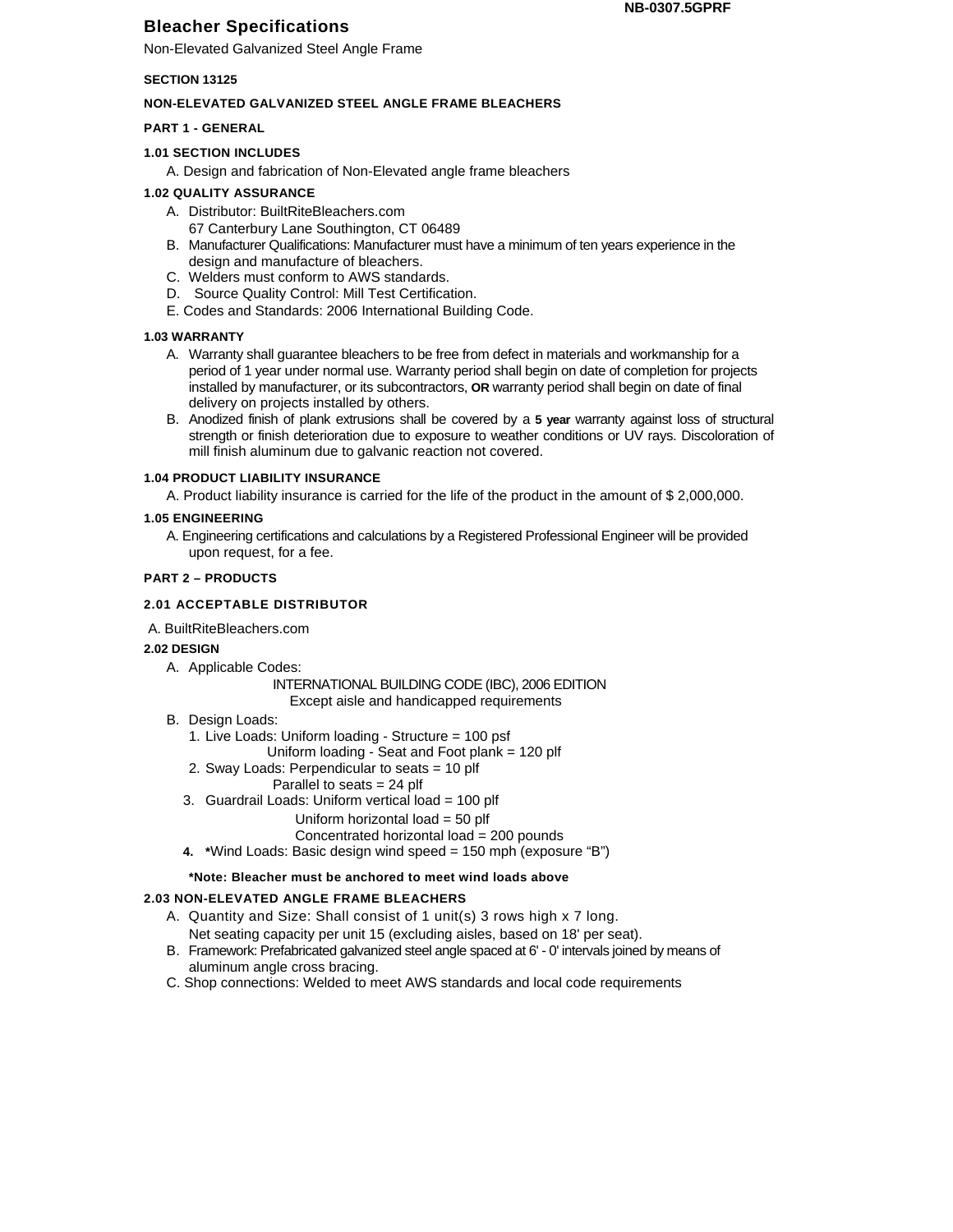NB-0307.5GPRF

# Bleacher Specifications

Non-Elevated Galvanized Steel Angle Frame

**SECTION 13125**

**NON-ELEVATED GALVANIZED STEEL ANGLE FRAME BLEACHERS**

## PART 1 - GENERAL

### 1.01 SECTION INCLUDES

A. Design and fabrication of Non-Elevated angle frame bleachers

### 1.02 QUALITY ASSURANCE

A. Distributor: BuiltRiteBleachers.com
   67 Canterbury Lane Southington, CT 06489

B. Manufacturer Qualifications: Manufacturer must have a minimum of ten years experience in the design and manufacture of bleachers.

C. Welders must conform to AWS standards.

D. Source Quality Control: Mill Test Certification.

E. Codes and Standards: 2006 International Building Code.

### 1.03 WARRANTY

A. Warranty shall guarantee bleachers to be free from defect in materials and workmanship for a period of 1 year under normal use. Warranty period shall begin on date of completion for projects installed by manufacturer, or its subcontractors, **OR** warranty period shall begin on date of final delivery on projects installed by others.

B. Anodized finish of plank extrusions shall be covered by a **5 year** warranty against loss of structural strength or finish deterioration due to exposure to weather conditions or UV rays. Discoloration of mill finish aluminum due to galvanic reaction not covered.

### 1.04 PRODUCT LIABILITY INSURANCE

A. Product liability insurance is carried for the life of the product in the amount of $ 2,000,000.

### 1.05 ENGINEERING

A. Engineering certifications and calculations by a Registered Professional Engineer will be provided upon request, for a fee.

## PART 2 – PRODUCTS

### 2.01 ACCEPTABLE DISTRIBUTOR

A. BuiltRiteBleachers.com

### 2.02 DESIGN

A. Applicable Codes:

INTERNATIONAL BUILDING CODE (IBC), 2006 EDITION
Except aisle and handicapped requirements

B. Design Loads:

1. Live Loads: Uniform loading - Structure = 100 psf
   Uniform loading - Seat and Foot plank = 120 plf
2. Sway Loads: Perpendicular to seats = 10 plf
   Parallel to seats = 24 plf
3. Guardrail Loads: Uniform vertical load = 100 plf
   Uniform horizontal load = 50 plf
   Concentrated horizontal load = 200 pounds
4. *Wind Loads: Basic design wind speed = 150 mph (exposure "B")

**\*Note: Bleacher must be anchored to meet wind loads above**

### 2.03 NON-ELEVATED ANGLE FRAME BLEACHERS

A. Quantity and Size: Shall consist of 1 unit(s) 3 rows high x 7 long.
   Net seating capacity per unit 15 (excluding aisles, based on 18' per seat).

B. Framework: Prefabricated galvanized steel angle spaced at 6' - 0' intervals joined by means of aluminum angle cross bracing.

C. Shop connections: Welded to meet AWS standards and local code requirements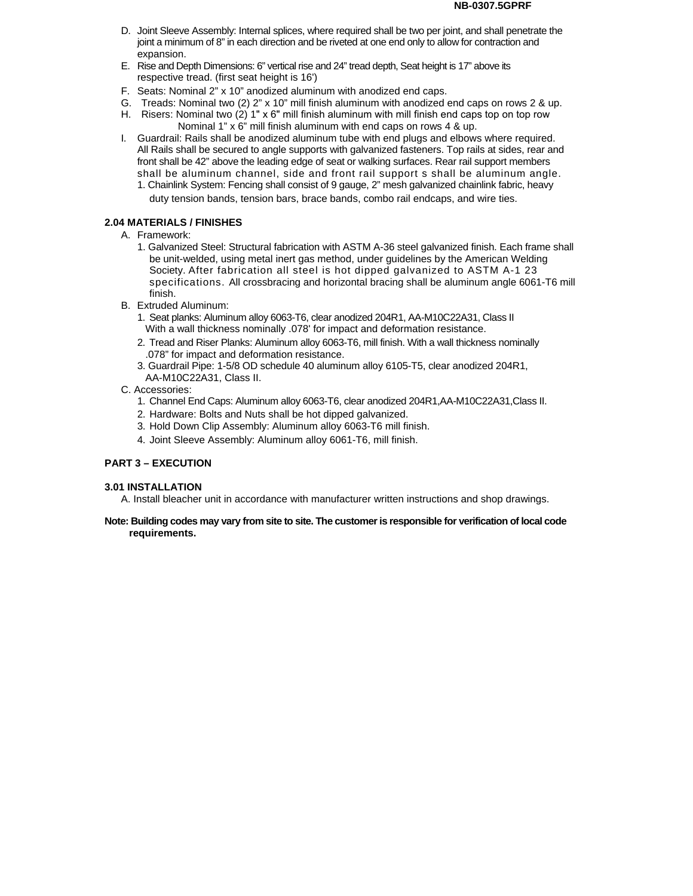D. Joint Sleeve Assembly: Internal splices, where required shall be two per joint, and shall penetrate the joint a minimum of 8" in each direction and be riveted at one end only to allow for contraction and expansion.

E. Rise and Depth Dimensions: 6" vertical rise and 24" tread depth, Seat height is 17" above its respective tread. (first seat height is 16')

F. Seats: Nominal 2" x 10" anodized aluminum with anodized end caps.

G. Treads: Nominal two (2) 2" x 10" mill finish aluminum with anodized end caps on rows 2 & up.

H. Risers: Nominal two (2) 1" x 6" mill finish aluminum with mill finish end caps top on top row
Nominal 1" x 6" mill finish aluminum with end caps on rows 4 & up.

I. Guardrail: Rails shall be anodized aluminum tube with end plugs and elbows where required. All Rails shall be secured to angle supports with galvanized fasteners. Top rails at sides, rear and front shall be 42" above the leading edge of seat or walking surfaces. Rear rail support members shall be aluminum channel, side and front rail support s shall be aluminum angle.
   1. Chainlink System: Fencing shall consist of 9 gauge, 2" mesh galvanized chainlink fabric, heavy duty tension bands, tension bars, brace bands, combo rail endcaps, and wire ties.

### 2.04 MATERIALS / FINISHES

A. Framework:
   1. Galvanized Steel: Structural fabrication with ASTM A-36 steel galvanized finish. Each frame shall be unit-welded, using metal inert gas method, under guidelines by the American Welding Society. After fabrication all steel is hot dipped galvanized to ASTM A-1 23 specifications. All crossbracing and horizontal bracing shall be aluminum angle 6061-T6 mill finish.

B. Extruded Aluminum:
   1. Seat planks: Aluminum alloy 6063-T6, clear anodized 204R1, AA-M10C22A31, Class II With a wall thickness nominally .078' for impact and deformation resistance.
   2. Tread and Riser Planks: Aluminum alloy 6063-T6, mill finish. With a wall thickness nominally .078" for impact and deformation resistance.
   3. Guardrail Pipe: 1-5/8 OD schedule 40 aluminum alloy 6105-T5, clear anodized 204R1, AA-M10C22A31, Class II.

C. Accessories:
   1. Channel End Caps: Aluminum alloy 6063-T6, clear anodized 204R1,AA-M10C22A31,Class II.
   2. Hardware: Bolts and Nuts shall be hot dipped galvanized.
   3. Hold Down Clip Assembly: Aluminum alloy 6063-T6 mill finish.
   4. Joint Sleeve Assembly: Aluminum alloy 6061-T6, mill finish.

## PART 3 – EXECUTION

### 3.01 INSTALLATION

A. Install bleacher unit in accordance with manufacturer written instructions and shop drawings.

**Note: Building codes may vary from site to site. The customer is responsible for verification of local code requirements.**